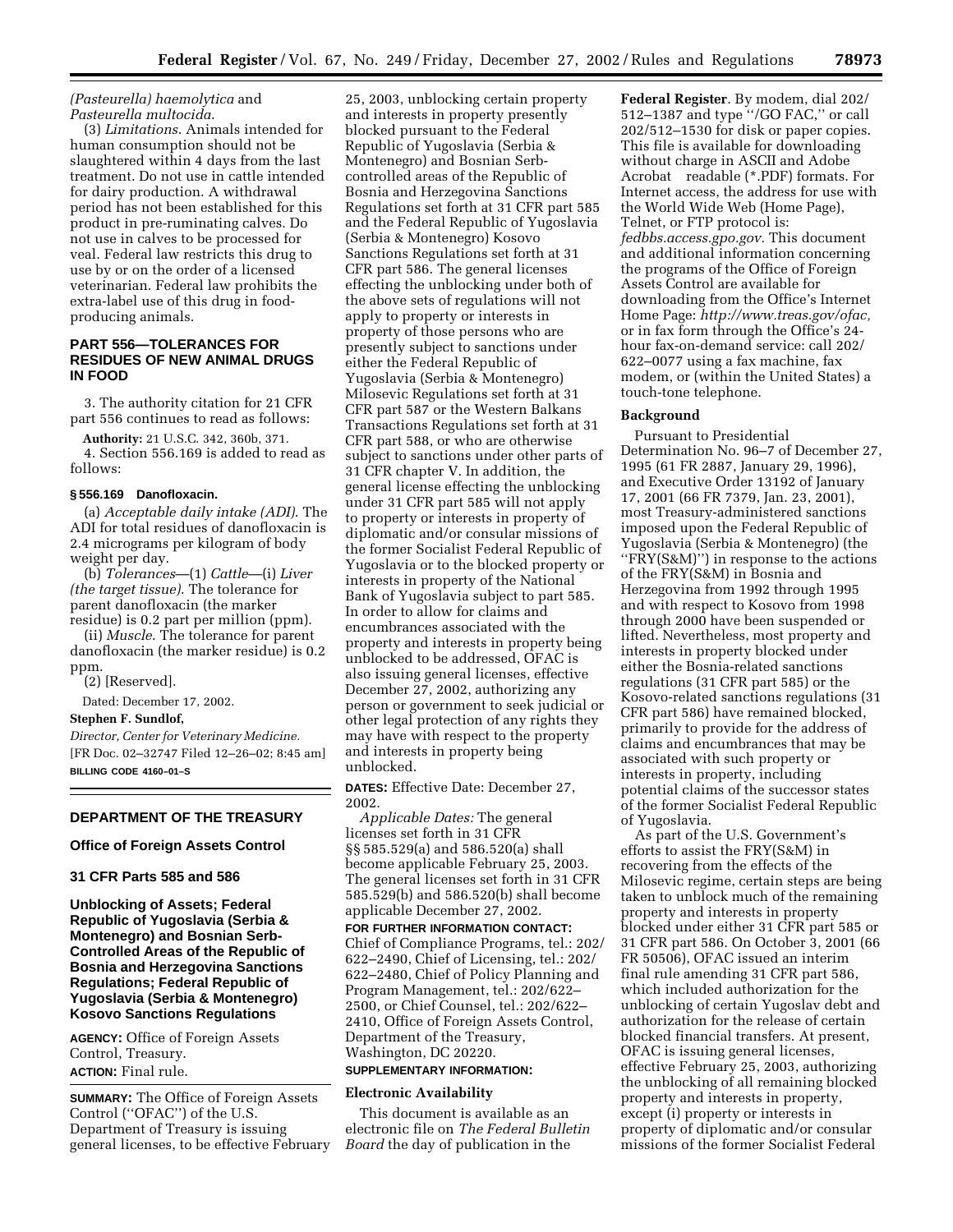*(Pasteurella) haemolytica* and *Pasteurella multocida*.

(3) *Limitations*. Animals intended for human consumption should not be slaughtered within 4 days from the last treatment. Do not use in cattle intended for dairy production. A withdrawal period has not been established for this product in pre-ruminating calves. Do not use in calves to be processed for veal. Federal law restricts this drug to use by or on the order of a licensed veterinarian. Federal law prohibits the extra-label use of this drug in food-producing animals.

## PART 556—TOLERANCES FOR RESIDUES OF NEW ANIMAL DRUGS IN FOOD

3. The authority citation for 21 CFR part 556 continues to read as follows:

**Authority:** 21 U.S.C. 342, 360b, 371.

4. Section 556.169 is added to read as follows:

### § 556.169 Danofloxacin.

(a) *Acceptable daily intake (ADI)*. The ADI for total residues of danofloxacin is 2.4 micrograms per kilogram of body weight per day.

(b) *Tolerances*—(1) *Cattle*—(i) *Liver (the target tissue)*. The tolerance for parent danofloxacin (the marker residue) is 0.2 part per million (ppm).

(ii) *Muscle*. The tolerance for parent danofloxacin (the marker residue) is 0.2 ppm.

(2) [Reserved].

Dated: December 17, 2002.

**Stephen F. Sundlof,**

*Director, Center for Veterinary Medicine.*

[FR Doc. 02–32747 Filed 12–26–02; 8:45 am]

**BILLING CODE 4160–01–S**

## DEPARTMENT OF THE TREASURY

### Office of Foreign Assets Control

### 31 CFR Parts 585 and 586

### Unblocking of Assets; Federal Republic of Yugoslavia (Serbia & Montenegro) and Bosnian Serb-Controlled Areas of the Republic of Bosnia and Herzegovina Sanctions Regulations; Federal Republic of Yugoslavia (Serbia & Montenegro) Kosovo Sanctions Regulations

**AGENCY:** Office of Foreign Assets Control, Treasury.

**ACTION:** Final rule.

**SUMMARY:** The Office of Foreign Assets Control (''OFAC'') of the U.S. Department of Treasury is issuing general licenses, to be effective February 25, 2003, unblocking certain property and interests in property presently blocked pursuant to the Federal Republic of Yugoslavia (Serbia & Montenegro) and Bosnian Serb-controlled areas of the Republic of Bosnia and Herzegovina Sanctions Regulations set forth at 31 CFR part 585 and the Federal Republic of Yugoslavia (Serbia & Montenegro) Kosovo Sanctions Regulations set forth at 31 CFR part 586. The general licenses effecting the unblocking under both of the above sets of regulations will not apply to property or interests in property of those persons who are presently subject to sanctions under either the Federal Republic of Yugoslavia (Serbia & Montenegro) Milosevic Regulations set forth at 31 CFR part 587 or the Western Balkans Transactions Regulations set forth at 31 CFR part 588, or who are otherwise subject to sanctions under other parts of 31 CFR chapter V. In addition, the general license effecting the unblocking under 31 CFR part 585 will not apply to property and/or interests in property of diplomatic and/or consular missions of the former Socialist Federal Republic of Yugoslavia or to the blocked property or interests in property of the National Bank of Yugoslavia subject to part 585. In order to allow for claims and encumbrances associated with the property and interests in property being unblocked to be addressed, OFAC is also issuing general licenses, effective December 27, 2002, authorizing any person or government to seek judicial or other legal protection of any rights they may have with respect to the property and interests in property being unblocked.

**DATES:** Effective Date: December 27, 2002.

*Applicable Dates:* The general licenses set forth in 31 CFR §§ 585.529(a) and 586.520(a) shall become applicable February 25, 2003. The general licenses set forth in 31 CFR 585.529(b) and 586.520(b) shall become applicable December 27, 2002.

**FOR FURTHER INFORMATION CONTACT:** Chief of Compliance Programs, tel.: 202/622–2490, Chief of Licensing, tel.: 202/622–2480, Chief of Policy Planning and Program Management, tel.: 202/622–2500, or Chief Counsel, tel.: 202/622–2410, Office of Foreign Assets Control, Department of the Treasury, Washington, DC 20220.

**SUPPLEMENTARY INFORMATION:**

### Electronic Availability

This document is available as an electronic file on *The Federal Bulletin Board* the day of publication in the **Federal Register**. By modem, dial 202/512–1387 and type ''/GO FAC,'' or call 202/512–1530 for disk or paper copies. This file is available for downloading without charge in ASCII and Adobe Acrobat readable (*.PDF) formats. For Internet access, the address for use with the World Wide Web (Home Page), Telnet, or FTP protocol is: *fedbbs.access.gpo.gov*. This document and additional information concerning the programs of the Office of Foreign Assets Control are available for downloading from the Office's Internet Home Page: *http://www.treas.gov/ofac,* or in fax form through the Office's 24-hour fax-on-demand service: call 202/622–0077 using a fax machine, fax modem, or (within the United States) a touch-tone telephone.

### Background

Pursuant to Presidential Determination No. 96–7 of December 27, 1995 (61 FR 2887, January 29, 1996), and Executive Order 13192 of January 17, 2001 (66 FR 7379, Jan. 23, 2001), most Treasury-administered sanctions imposed upon the Federal Republic of Yugoslavia (Serbia & Montenegro) (the ''FRY(S&M)'') in response to the actions of the FRY(S&M) in Bosnia and Herzegovina from 1992 through 1995 and with respect to Kosovo from 1998 through 2000 have been suspended or lifted. Nevertheless, most property and interests in property blocked under either the Bosnia-related sanctions regulations (31 CFR part 585) or the Kosovo-related sanctions regulations (31 CFR part 586) have remained blocked, primarily to provide for the address of claims and encumbrances that may be associated with such property or interests in property, including potential claims of the successor states of the former Socialist Federal Republic of Yugoslavia.

As part of the U.S. Government's efforts to assist the FRY(S&M) in recovering from the effects of the Milosevic regime, certain steps are being taken to unblock much of the remaining property and interests in property blocked under either 31 CFR part 585 or 31 CFR part 586. On October 3, 2001 (66 FR 50506), OFAC issued an interim final rule amending 31 CFR part 586, which included authorization for the unblocking of certain Yugoslav debt and authorization for the release of certain blocked financial transfers. At present, OFAC is issuing general licenses, effective February 25, 2003, authorizing the unblocking of all remaining blocked property and interests in property, except (i) property or interests in property of diplomatic and/or consular missions of the former Socialist Federal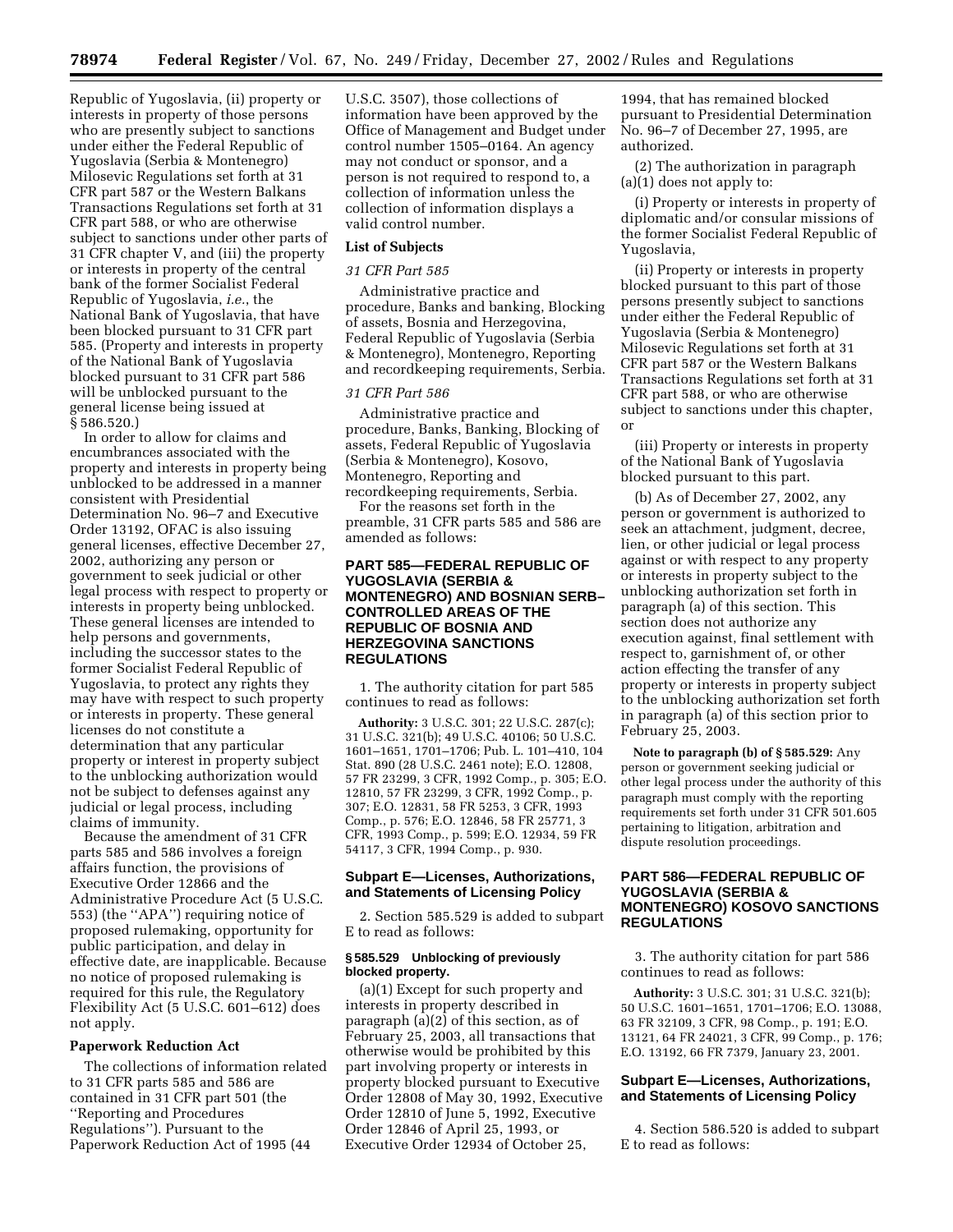Republic of Yugoslavia, (ii) property or interests in property of those persons who are presently subject to sanctions under either the Federal Republic of Yugoslavia (Serbia & Montenegro) Milosevic Regulations set forth at 31 CFR part 587 or the Western Balkans Transactions Regulations set forth at 31 CFR part 588, or who are otherwise subject to sanctions under other parts of 31 CFR chapter V, and (iii) the property or interests in property of the central bank of the former Socialist Federal Republic of Yugoslavia, *i.e.*, the National Bank of Yugoslavia, that have been blocked pursuant to 31 CFR part 585. (Property and interests in property of the National Bank of Yugoslavia blocked pursuant to 31 CFR part 586 will be unblocked pursuant to the general license being issued at § 586.520.)

In order to allow for claims and encumbrances associated with the property and interests in property being unblocked to be addressed in a manner consistent with Presidential Determination No. 96–7 and Executive Order 13192, OFAC is also issuing general licenses, effective December 27, 2002, authorizing any person or government to seek judicial or other legal process with respect to property or interests in property being unblocked. These general licenses are intended to help persons and governments, including the successor states to the former Socialist Federal Republic of Yugoslavia, to protect any rights they may have with respect to such property or interests in property. These general licenses do not constitute a determination that any particular property or interest in property subject to the unblocking authorization would not be subject to defenses against any judicial or legal process, including claims of immunity.

Because the amendment of 31 CFR parts 585 and 586 involves a foreign affairs function, the provisions of Executive Order 12866 and the Administrative Procedure Act (5 U.S.C. 553) (the "APA") requiring notice of proposed rulemaking, opportunity for public participation, and delay in effective date, are inapplicable. Because no notice of proposed rulemaking is required for this rule, the Regulatory Flexibility Act (5 U.S.C. 601–612) does not apply.

**Paperwork Reduction Act**

The collections of information related to 31 CFR parts 585 and 586 are contained in 31 CFR part 501 (the "Reporting and Procedures Regulations"). Pursuant to the Paperwork Reduction Act of 1995 (44 U.S.C. 3507), those collections of information have been approved by the Office of Management and Budget under control number 1505–0164. An agency may not conduct or sponsor, and a person is not required to respond to, a collection of information unless the collection of information displays a valid control number.

**List of Subjects**

*31 CFR Part 585*

Administrative practice and procedure, Banks and banking, Blocking of assets, Bosnia and Herzegovina, Federal Republic of Yugoslavia (Serbia & Montenegro), Montenegro, Reporting and recordkeeping requirements, Serbia.

*31 CFR Part 586*

Administrative practice and procedure, Banks, Banking, Blocking of assets, Federal Republic of Yugoslavia (Serbia & Montenegro), Kosovo, Montenegro, Reporting and recordkeeping requirements, Serbia.

For the reasons set forth in the preamble, 31 CFR parts 585 and 586 are amended as follows:

## PART 585—FEDERAL REPUBLIC OF YUGOSLAVIA (SERBIA & MONTENEGRO) AND BOSNIAN SERB–CONTROLLED AREAS OF THE REPUBLIC OF BOSNIA AND HERZEGOVINA SANCTIONS REGULATIONS

1. The authority citation for part 585 continues to read as follows:

**Authority:** 3 U.S.C. 301; 22 U.S.C. 287(c); 31 U.S.C. 321(b); 49 U.S.C. 40106; 50 U.S.C. 1601–1651, 1701–1706; Pub. L. 101–410, 104 Stat. 890 (28 U.S.C. 2461 note); E.O. 12808, 57 FR 23299, 3 CFR, 1992 Comp., p. 305; E.O. 12810, 57 FR 23299, 3 CFR, 1992 Comp., p. 307; E.O. 12831, 58 FR 5253, 3 CFR, 1993 Comp., p. 576; E.O. 12846, 58 FR 25771, 3 CFR, 1993 Comp., p. 599; E.O. 12934, 59 FR 54117, 3 CFR, 1994 Comp., p. 930.

### Subpart E—Licenses, Authorizations, and Statements of Licensing Policy

2. Section 585.529 is added to subpart E to read as follows:

#### § 585.529 Unblocking of previously blocked property.

(a)(1) Except for such property and interests in property described in paragraph (a)(2) of this section, as of February 25, 2003, all transactions that otherwise would be prohibited by this part involving property or interests in property blocked pursuant to Executive Order 12808 of May 30, 1992, Executive Order 12810 of June 5, 1992, Executive Order 12846 of April 25, 1993, or Executive Order 12934 of October 25, 1994, that has remained blocked pursuant to Presidential Determination No. 96–7 of December 27, 1995, are authorized.

(2) The authorization in paragraph (a)(1) does not apply to:

(i) Property or interests in property of diplomatic and/or consular missions of the former Socialist Federal Republic of Yugoslavia,

(ii) Property or interests in property blocked pursuant to this part of those persons presently subject to sanctions under either the Federal Republic of Yugoslavia (Serbia & Montenegro) Milosevic Regulations set forth at 31 CFR part 587 or the Western Balkans Transactions Regulations set forth at 31 CFR part 588, or who are otherwise subject to sanctions under this chapter, or

(iii) Property or interests in property of the National Bank of Yugoslavia blocked pursuant to this part.

(b) As of December 27, 2002, any person or government is authorized to seek an attachment, judgment, decree, lien, or other judicial or legal process against or with respect to any property or interests in property subject to the unblocking authorization set forth in paragraph (a) of this section. This section does not authorize any execution against, final settlement with respect to, garnishment of, or other action effecting the transfer of any property or interests in property subject to the unblocking authorization set forth in paragraph (a) of this section prior to February 25, 2003.

**Note to paragraph (b) of § 585.529:** Any person or government seeking judicial or other legal process under the authority of this paragraph must comply with the reporting requirements set forth under 31 CFR 501.605 pertaining to litigation, arbitration and dispute resolution proceedings.

## PART 586—FEDERAL REPUBLIC OF YUGOSLAVIA (SERBIA & MONTENEGRO) KOSOVO SANCTIONS REGULATIONS

3. The authority citation for part 586 continues to read as follows:

**Authority:** 3 U.S.C. 301; 31 U.S.C. 321(b); 50 U.S.C. 1601–1651, 1701–1706; E.O. 13088, 63 FR 32109, 3 CFR, 98 Comp., p. 191; E.O. 13121, 64 FR 24021, 3 CFR, 99 Comp., p. 176; E.O. 13192, 66 FR 7379, January 23, 2001.

### Subpart E—Licenses, Authorizations, and Statements of Licensing Policy

4. Section 586.520 is added to subpart E to read as follows: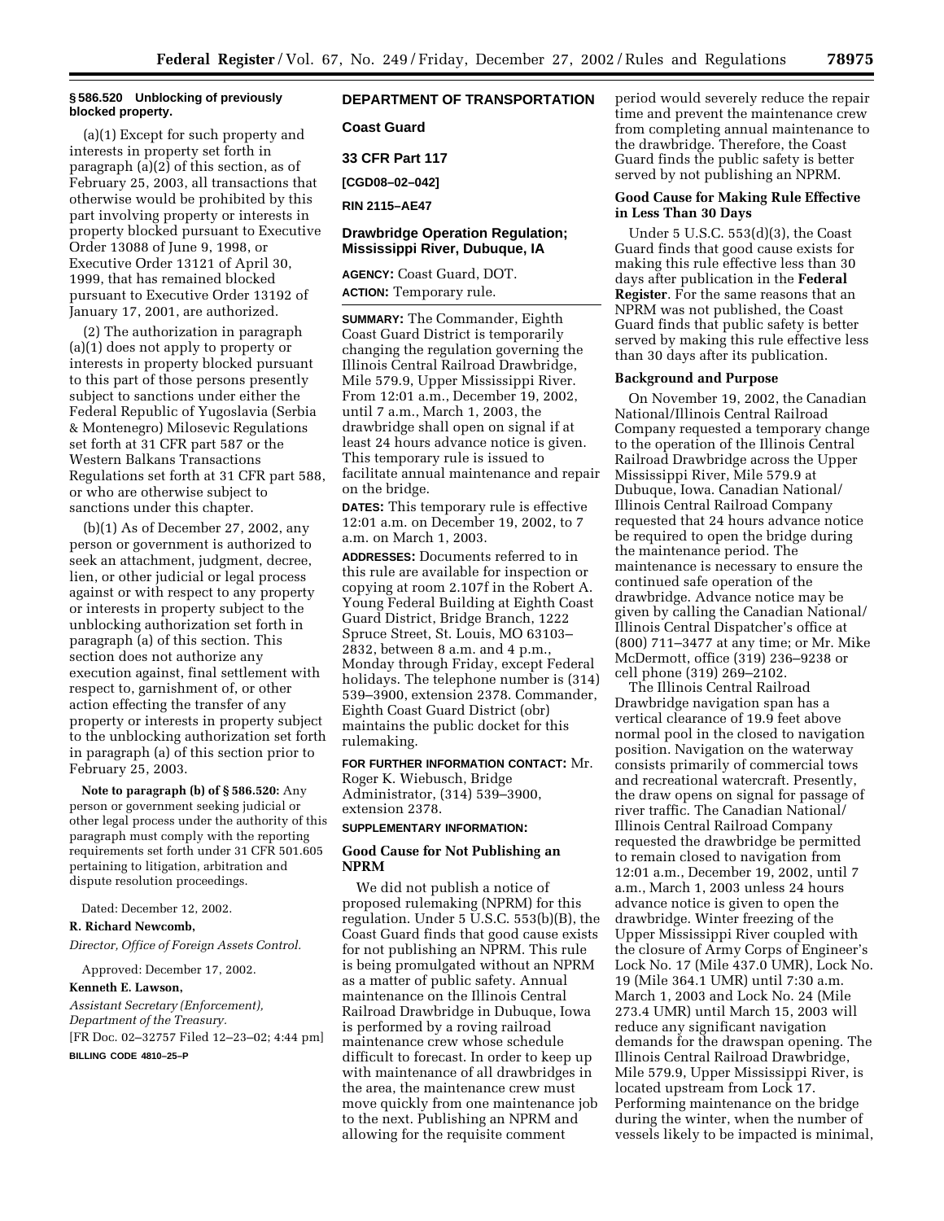### § 586.520 Unblocking of previously blocked property.

(a)(1) Except for such property and interests in property set forth in paragraph (a)(2) of this section, as of February 25, 2003, all transactions that otherwise would be prohibited by this part involving property or interests in property blocked pursuant to Executive Order 13088 of June 9, 1998, or Executive Order 13121 of April 30, 1999, that has remained blocked pursuant to Executive Order 13192 of January 17, 2001, are authorized.

(2) The authorization in paragraph (a)(1) does not apply to property or interests in property blocked pursuant to this part of those persons presently subject to sanctions under either the Federal Republic of Yugoslavia (Serbia & Montenegro) Milosevic Regulations set forth at 31 CFR part 587 or the Western Balkans Transactions Regulations set forth at 31 CFR part 588, or who are otherwise subject to sanctions under this chapter.

(b)(1) As of December 27, 2002, any person or government is authorized to seek an attachment, judgment, decree, lien, or other judicial or legal process against or with respect to any property or interests in property subject to the unblocking authorization set forth in paragraph (a) of this section. This section does not authorize any execution against, final settlement with respect to, garnishment of, or other action effecting the transfer of any property or interests in property subject to the unblocking authorization set forth in paragraph (a) of this section prior to February 25, 2003.

**Note to paragraph (b) of § 586.520:** Any person or government seeking judicial or other legal process under the authority of this paragraph must comply with the reporting requirements set forth under 31 CFR 501.605 pertaining to litigation, arbitration and dispute resolution proceedings.

Dated: December 12, 2002.

**R. Richard Newcomb,**

*Director, Office of Foreign Assets Control.*

Approved: December 17, 2002.

**Kenneth E. Lawson,**

*Assistant Secretary (Enforcement), Department of the Treasury.*

[FR Doc. 02–32757 Filed 12–23–02; 4:44 pm]

**BILLING CODE 4810–25–P**

## DEPARTMENT OF TRANSPORTATION

## Coast Guard

## 33 CFR Part 117

**[CGD08–02–042]**

**RIN 2115–AE47**

## Drawbridge Operation Regulation; Mississippi River, Dubuque, IA

**AGENCY:** Coast Guard, DOT.

**ACTION:** Temporary rule.

---

**SUMMARY:** The Commander, Eighth Coast Guard District is temporarily changing the regulation governing the Illinois Central Railroad Drawbridge, Mile 579.9, Upper Mississippi River. From 12:01 a.m., December 19, 2002, until 7 a.m., March 1, 2003, the drawbridge shall open on signal if at least 24 hours advance notice is given. This temporary rule is issued to facilitate annual maintenance and repair on the bridge.

**DATES:** This temporary rule is effective 12:01 a.m. on December 19, 2002, to 7 a.m. on March 1, 2003.

**ADDRESSES:** Documents referred to in this rule are available for inspection or copying at room 2.107f in the Robert A. Young Federal Building at Eighth Coast Guard District, Bridge Branch, 1222 Spruce Street, St. Louis, MO 63103–2832, between 8 a.m. and 4 p.m., Monday through Friday, except Federal holidays. The telephone number is (314) 539–3900, extension 2378. Commander, Eighth Coast Guard District (obr) maintains the public docket for this rulemaking.

**FOR FURTHER INFORMATION CONTACT:** Mr. Roger K. Wiebusch, Bridge Administrator, (314) 539–3900, extension 2378.

**SUPPLEMENTARY INFORMATION:**

### Good Cause for Not Publishing an NPRM

We did not publish a notice of proposed rulemaking (NPRM) for this regulation. Under 5 U.S.C. 553(b)(B), the Coast Guard finds that good cause exists for not publishing an NPRM. This rule is being promulgated without an NPRM as a matter of public safety. Annual maintenance on the Illinois Central Railroad Drawbridge in Dubuque, Iowa is performed by a roving railroad maintenance crew whose schedule difficult to forecast. In order to keep up with maintenance of all drawbridges in the area, the maintenance crew must move quickly from one maintenance job to the next. Publishing an NPRM and allowing for the requisite comment period would severely reduce the repair time and prevent the maintenance crew from completing annual maintenance to the drawbridge. Therefore, the Coast Guard finds the public safety is better served by not publishing an NPRM.

### Good Cause for Making Rule Effective in Less Than 30 Days

Under 5 U.S.C. 553(d)(3), the Coast Guard finds that good cause exists for making this rule effective less than 30 days after publication in the **Federal Register**. For the same reasons that an NPRM was not published, the Coast Guard finds that public safety is better served by making this rule effective less than 30 days after its publication.

### Background and Purpose

On November 19, 2002, the Canadian National/Illinois Central Railroad Company requested a temporary change to the operation of the Illinois Central Railroad Drawbridge across the Upper Mississippi River, Mile 579.9 at Dubuque, Iowa. Canadian National/Illinois Central Railroad Company requested that 24 hours advance notice be required to open the bridge during the maintenance period. The maintenance is necessary to ensure the continued safe operation of the drawbridge. Advance notice may be given by calling the Canadian National/Illinois Central Dispatcher's office at (800) 711–3477 at any time; or Mr. Mike McDermott, office (319) 236–9238 or cell phone (319) 269–2102.

The Illinois Central Railroad Drawbridge navigation span has a vertical clearance of 19.9 feet above normal pool in the closed to navigation position. Navigation on the waterway consists primarily of commercial tows and recreational watercraft. Presently, the draw opens on signal for passage of river traffic. The Canadian National/Illinois Central Railroad Company requested the drawbridge be permitted to remain closed to navigation from 12:01 a.m., December 19, 2002, until 7 a.m., March 1, 2003 unless 24 hours advance notice is given to open the drawbridge. Winter freezing of the Upper Mississippi River coupled with the closure of Army Corps of Engineer's Lock No. 17 (Mile 437.0 UMR), Lock No. 19 (Mile 364.1 UMR) until 7:30 a.m. March 1, 2003 and Lock No. 24 (Mile 273.4 UMR) until March 15, 2003 will reduce any significant navigation demands for the drawspan opening. The Illinois Central Railroad Drawbridge, Mile 579.9, Upper Mississippi River, is located upstream from Lock 17. Performing maintenance on the bridge during the winter, when the number of vessels likely to be impacted is minimal,